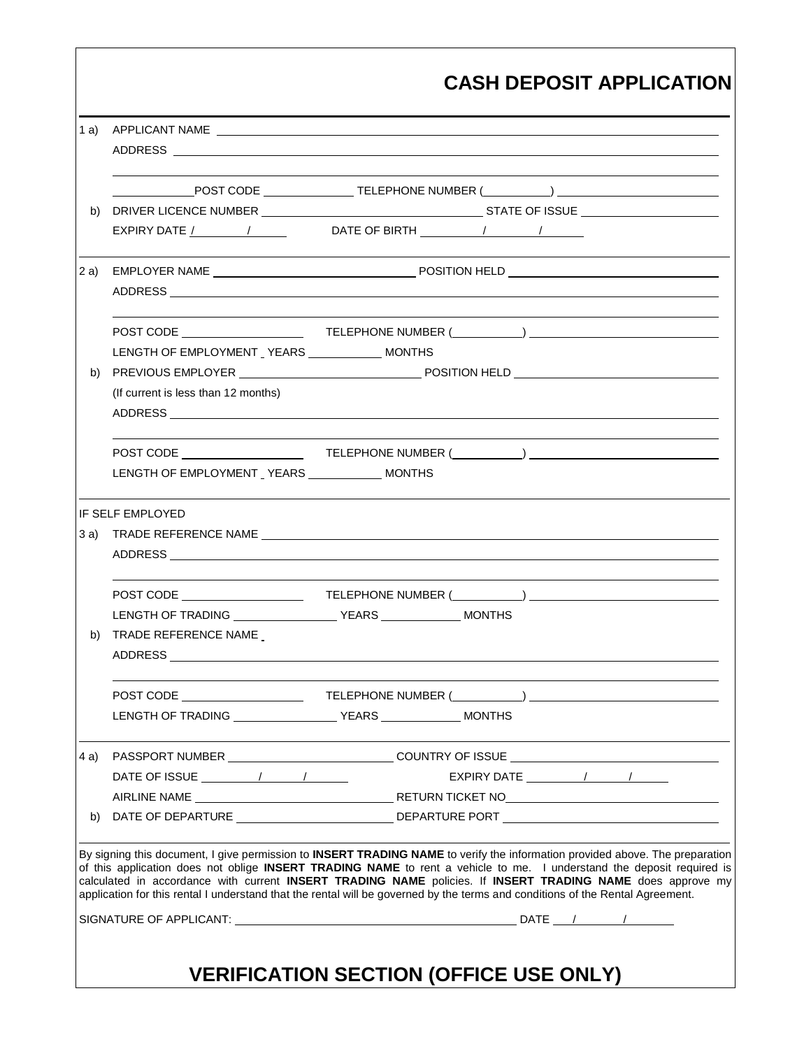# CASH DEPOSIT APPLICATION

1 a) APPLICANT NAME ______________________________

ADDRESS ______________________________

______________________________

______POST CODE ______ TELEPHONE NUMBER (______) ______

b) DRIVER LICENCE NUMBER ______ STATE OF ISSUE ______

EXPIRY DATE / / DATE OF BIRTH / /

---

2 a) EMPLOYER NAME ______ POSITION HELD ______

ADDRESS ______________________________

______________________________

POST CODE ______ TELEPHONE NUMBER (______) ______

LENGTH OF EMPLOYMENT _ YEARS ______ MONTHS

b) PREVIOUS EMPLOYER ______ POSITION HELD ______

(If current is less than 12 months)

ADDRESS ______________________________

______________________________

POST CODE ______ TELEPHONE NUMBER (______) ______

LENGTH OF EMPLOYMENT _ YEARS ______ MONTHS

---

IF SELF EMPLOYED

3 a) TRADE REFERENCE NAME ______________________________

ADDRESS ______________________________

______________________________

POST CODE ______ TELEPHONE NUMBER (______) ______

LENGTH OF TRADING ______ YEARS ______ MONTHS

b) TRADE REFERENCE NAME _

ADDRESS ______________________________

______________________________

POST CODE ______ TELEPHONE NUMBER (______) ______

LENGTH OF TRADING ______ YEARS ______ MONTHS

---

4 a) PASSPORT NUMBER ______ COUNTRY OF ISSUE ______

DATE OF ISSUE / / EXPIRY DATE / /

AIRLINE NAME ______ RETURN TICKET NO______

b) DATE OF DEPARTURE ______ DEPARTURE PORT ______

---

By signing this document, I give permission to **INSERT TRADING NAME** to verify the information provided above. The preparation of this application does not oblige **INSERT TRADING NAME** to rent a vehicle to me. I understand the deposit required is calculated in accordance with current **INSERT TRADING NAME** policies. If **INSERT TRADING NAME** does approve my application for this rental I understand that the rental will be governed by the terms and conditions of the Rental Agreement.

SIGNATURE OF APPLICANT: ______________________________ DATE / /

# VERIFICATION SECTION (OFFICE USE ONLY)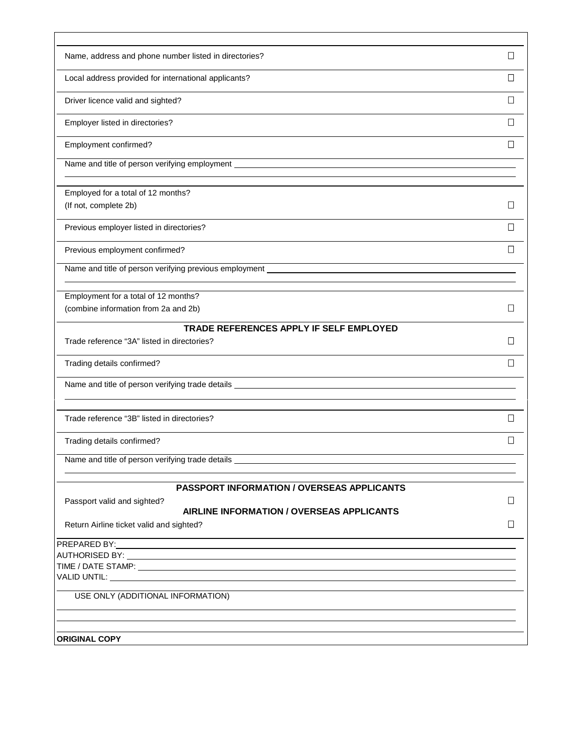Name, address and phone number listed in directories? ☐

Local address provided for international applicants? ☐

Driver licence valid and sighted? ☐

Employer listed in directories? ☐

Employment confirmed? ☐

Name and title of person verifying employment ______________________________

Employed for a total of 12 months?
(If not, complete 2b) ☐

Previous employer listed in directories? ☐

Previous employment confirmed? ☐

Name and title of person verifying previous employment ______________________________

Employment for a total of 12 months?
(combine information from 2a and 2b) ☐

**TRADE REFERENCES APPLY IF SELF EMPLOYED**

Trade reference "3A" listed in directories? ☐

Trading details confirmed? ☐

Name and title of person verifying trade details ______________________________

Trade reference "3B" listed in directories? ☐

Trading details confirmed? ☐

Name and title of person verifying trade details ______________________________

**PASSPORT INFORMATION / OVERSEAS APPLICANTS**

Passport valid and sighted? ☐

**AIRLINE INFORMATION / OVERSEAS APPLICANTS**

Return Airline ticket valid and sighted? ☐

PREPARED BY: ______________________________
AUTHORISED BY: ______________________________
TIME / DATE STAMP: ______________________________
VALID UNTIL: ______________________________

USE ONLY (ADDITIONAL INFORMATION)

**ORIGINAL COPY**